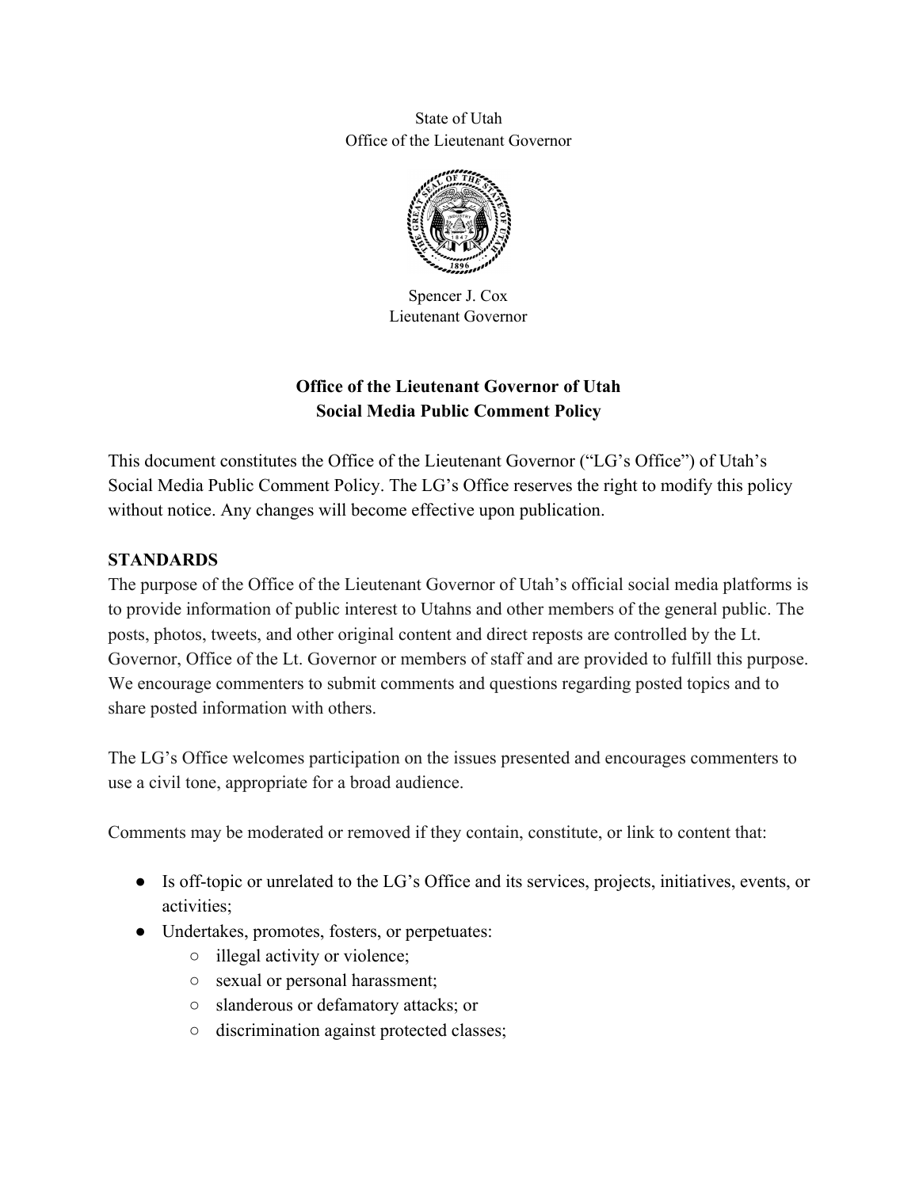State of Utah
Office of the Lieutenant Governor

Spencer J. Cox
Lieutenant Governor

**Office of the Lieutenant Governor of Utah**
**Social Media Public Comment Policy**

This document constitutes the Office of the Lieutenant Governor ("LG's Office") of Utah's Social Media Public Comment Policy. The LG's Office reserves the right to modify this policy without notice. Any changes will become effective upon publication.

## STANDARDS

The purpose of the Office of the Lieutenant Governor of Utah's official social media platforms is to provide information of public interest to Utahns and other members of the general public. The posts, photos, tweets, and other original content and direct reposts are controlled by the Lt. Governor, Office of the Lt. Governor or members of staff and are provided to fulfill this purpose. We encourage commenters to submit comments and questions regarding posted topics and to share posted information with others.

The LG's Office welcomes participation on the issues presented and encourages commenters to use a civil tone, appropriate for a broad audience.

Comments may be moderated or removed if they contain, constitute, or link to content that:

- Is off-topic or unrelated to the LG's Office and its services, projects, initiatives, events, or activities;
- Undertakes, promotes, fosters, or perpetuates:
  - illegal activity or violence;
  - sexual or personal harassment;
  - slanderous or defamatory attacks; or
  - discrimination against protected classes;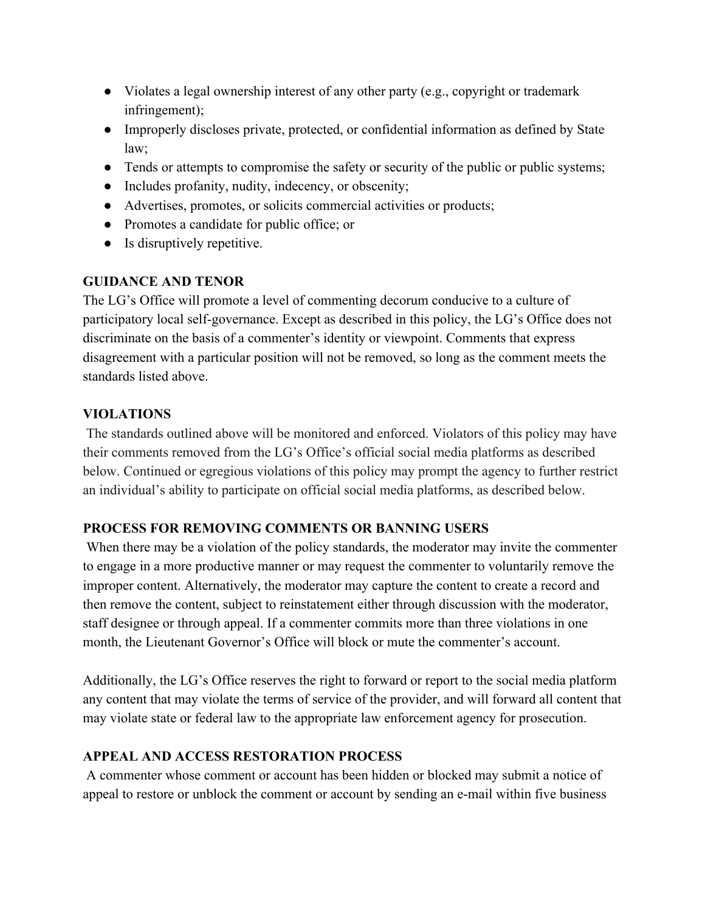- Violates a legal ownership interest of any other party (e.g., copyright or trademark infringement);
- Improperly discloses private, protected, or confidential information as defined by State law;
- Tends or attempts to compromise the safety or security of the public or public systems;
- Includes profanity, nudity, indecency, or obscenity;
- Advertises, promotes, or solicits commercial activities or products;
- Promotes a candidate for public office; or
- Is disruptively repetitive.

**GUIDANCE AND TENOR**

The LG's Office will promote a level of commenting decorum conducive to a culture of participatory local self-governance. Except as described in this policy, the LG's Office does not discriminate on the basis of a commenter's identity or viewpoint. Comments that express disagreement with a particular position will not be removed, so long as the comment meets the standards listed above.

**VIOLATIONS**

The standards outlined above will be monitored and enforced. Violators of this policy may have their comments removed from the LG's Office's official social media platforms as described below. Continued or egregious violations of this policy may prompt the agency to further restrict an individual's ability to participate on official social media platforms, as described below.

**PROCESS FOR REMOVING COMMENTS OR BANNING USERS**

When there may be a violation of the policy standards, the moderator may invite the commenter to engage in a more productive manner or may request the commenter to voluntarily remove the improper content. Alternatively, the moderator may capture the content to create a record and then remove the content, subject to reinstatement either through discussion with the moderator, staff designee or through appeal. If a commenter commits more than three violations in one month, the Lieutenant Governor's Office will block or mute the commenter's account.

Additionally, the LG's Office reserves the right to forward or report to the social media platform any content that may violate the terms of service of the provider, and will forward all content that may violate state or federal law to the appropriate law enforcement agency for prosecution.

**APPEAL AND ACCESS RESTORATION PROCESS**

A commenter whose comment or account has been hidden or blocked may submit a notice of appeal to restore or unblock the comment or account by sending an e-mail within five business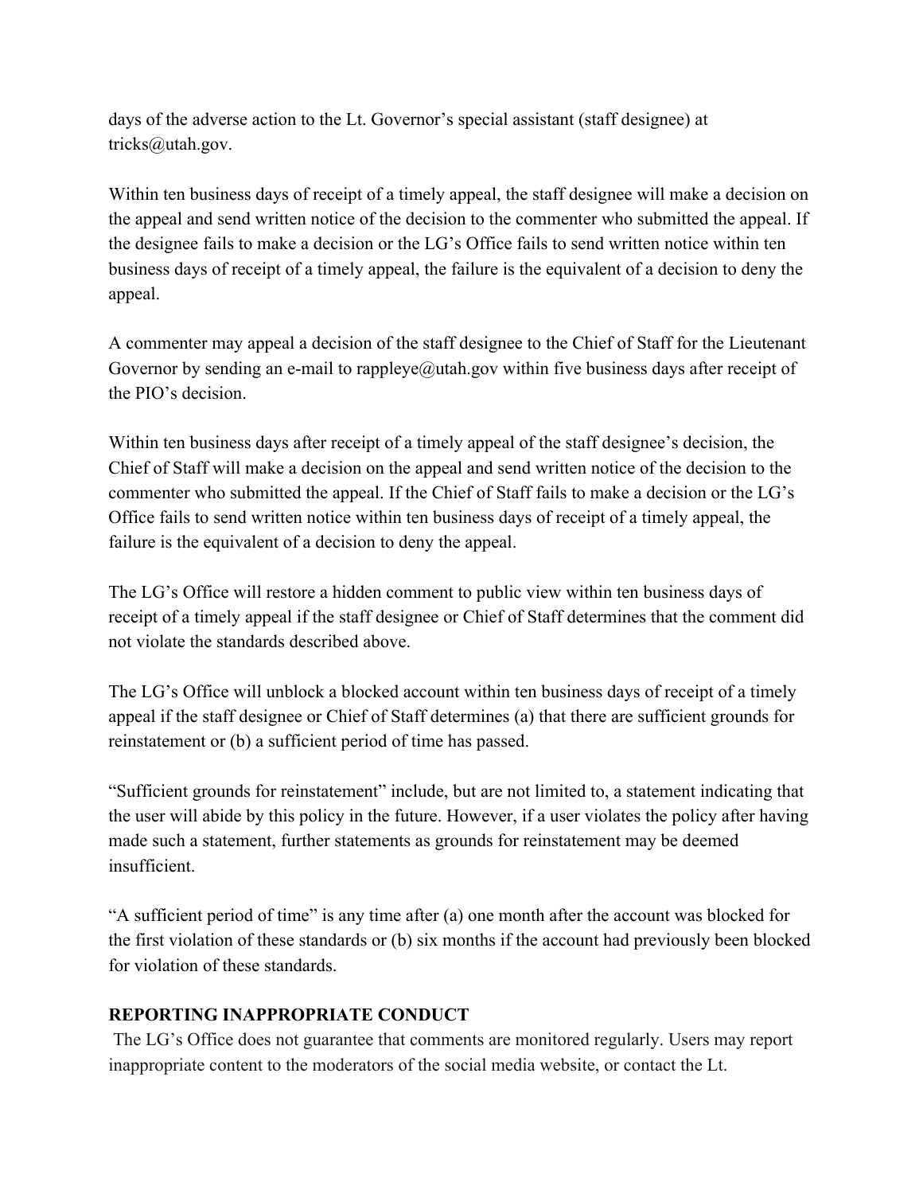days of the adverse action to the Lt. Governor's special assistant (staff designee) at tricks@utah.gov.

Within ten business days of receipt of a timely appeal, the staff designee will make a decision on the appeal and send written notice of the decision to the commenter who submitted the appeal. If the designee fails to make a decision or the LG's Office fails to send written notice within ten business days of receipt of a timely appeal, the failure is the equivalent of a decision to deny the appeal.

A commenter may appeal a decision of the staff designee to the Chief of Staff for the Lieutenant Governor by sending an e-mail to rappleye@utah.gov within five business days after receipt of the PIO's decision.

Within ten business days after receipt of a timely appeal of the staff designee's decision, the Chief of Staff will make a decision on the appeal and send written notice of the decision to the commenter who submitted the appeal. If the Chief of Staff fails to make a decision or the LG's Office fails to send written notice within ten business days of receipt of a timely appeal, the failure is the equivalent of a decision to deny the appeal.

The LG's Office will restore a hidden comment to public view within ten business days of receipt of a timely appeal if the staff designee or Chief of Staff determines that the comment did not violate the standards described above.

The LG's Office will unblock a blocked account within ten business days of receipt of a timely appeal if the staff designee or Chief of Staff determines (a) that there are sufficient grounds for reinstatement or (b) a sufficient period of time has passed.

"Sufficient grounds for reinstatement" include, but are not limited to, a statement indicating that the user will abide by this policy in the future. However, if a user violates the policy after having made such a statement, further statements as grounds for reinstatement may be deemed insufficient.

"A sufficient period of time" is any time after (a) one month after the account was blocked for the first violation of these standards or (b) six months if the account had previously been blocked for violation of these standards.

**REPORTING INAPPROPRIATE CONDUCT**

The LG's Office does not guarantee that comments are monitored regularly. Users may report inappropriate content to the moderators of the social media website, or contact the Lt.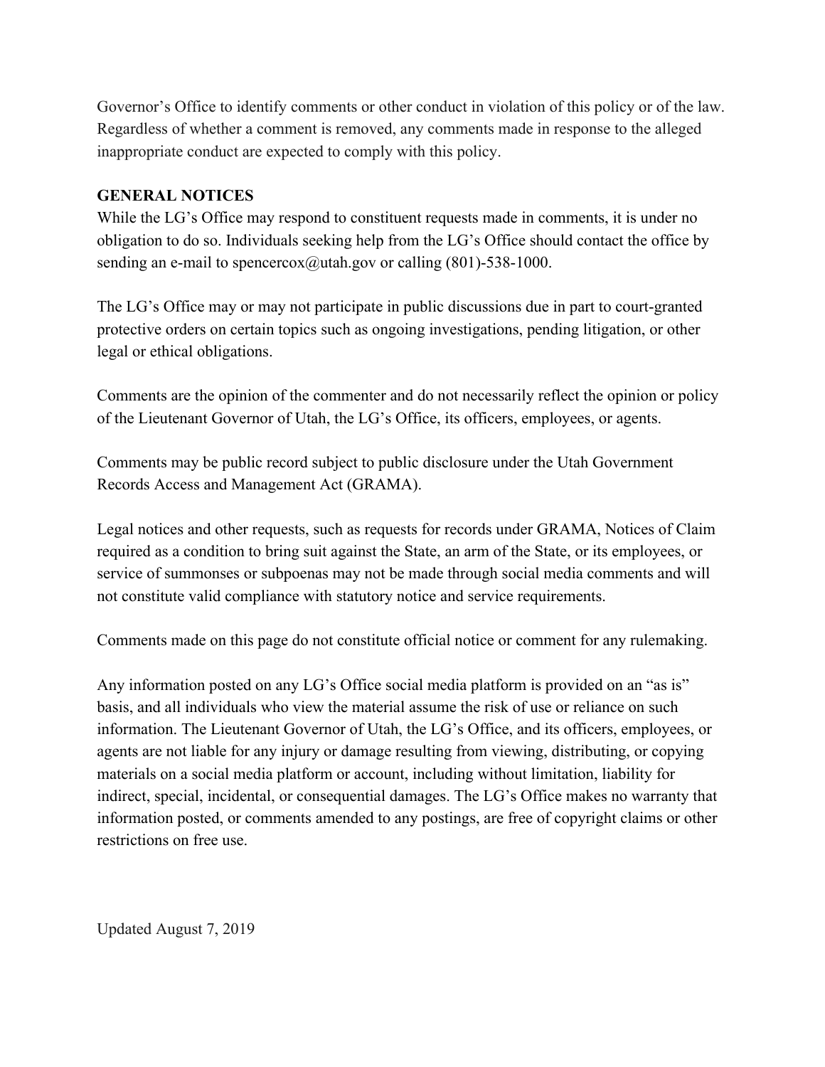Governor's Office to identify comments or other conduct in violation of this policy or of the law. Regardless of whether a comment is removed, any comments made in response to the alleged inappropriate conduct are expected to comply with this policy.

**GENERAL NOTICES**

While the LG's Office may respond to constituent requests made in comments, it is under no obligation to do so. Individuals seeking help from the LG's Office should contact the office by sending an e-mail to spencercox@utah.gov or calling (801)-538-1000.

The LG's Office may or may not participate in public discussions due in part to court-granted protective orders on certain topics such as ongoing investigations, pending litigation, or other legal or ethical obligations.

Comments are the opinion of the commenter and do not necessarily reflect the opinion or policy of the Lieutenant Governor of Utah, the LG's Office, its officers, employees, or agents.

Comments may be public record subject to public disclosure under the Utah Government Records Access and Management Act (GRAMA).

Legal notices and other requests, such as requests for records under GRAMA, Notices of Claim required as a condition to bring suit against the State, an arm of the State, or its employees, or service of summonses or subpoenas may not be made through social media comments and will not constitute valid compliance with statutory notice and service requirements.

Comments made on this page do not constitute official notice or comment for any rulemaking.

Any information posted on any LG's Office social media platform is provided on an "as is" basis, and all individuals who view the material assume the risk of use or reliance on such information. The Lieutenant Governor of Utah, the LG's Office, and its officers, employees, or agents are not liable for any injury or damage resulting from viewing, distributing, or copying materials on a social media platform or account, including without limitation, liability for indirect, special, incidental, or consequential damages. The LG's Office makes no warranty that information posted, or comments amended to any postings, are free of copyright claims or other restrictions on free use.

Updated August 7, 2019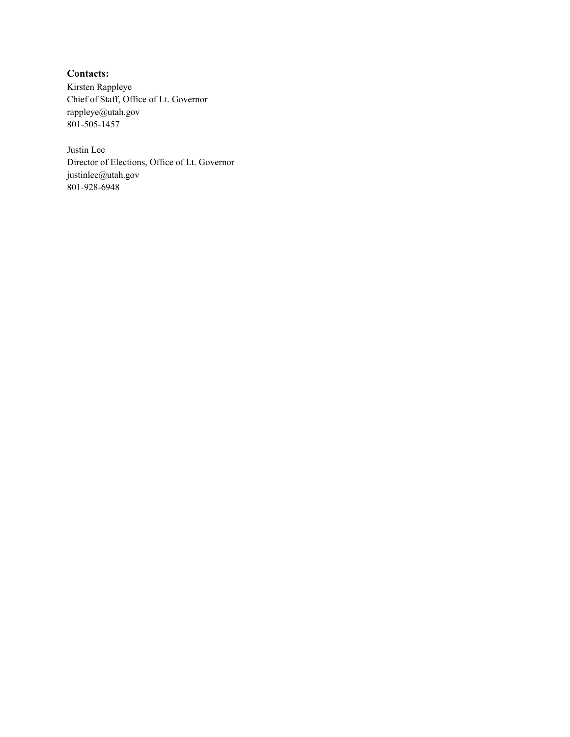**Contacts:**

Kirsten Rappleye
Chief of Staff, Office of Lt. Governor
rappleye@utah.gov
801-505-1457

Justin Lee
Director of Elections, Office of Lt. Governor
justinlee@utah.gov
801-928-6948